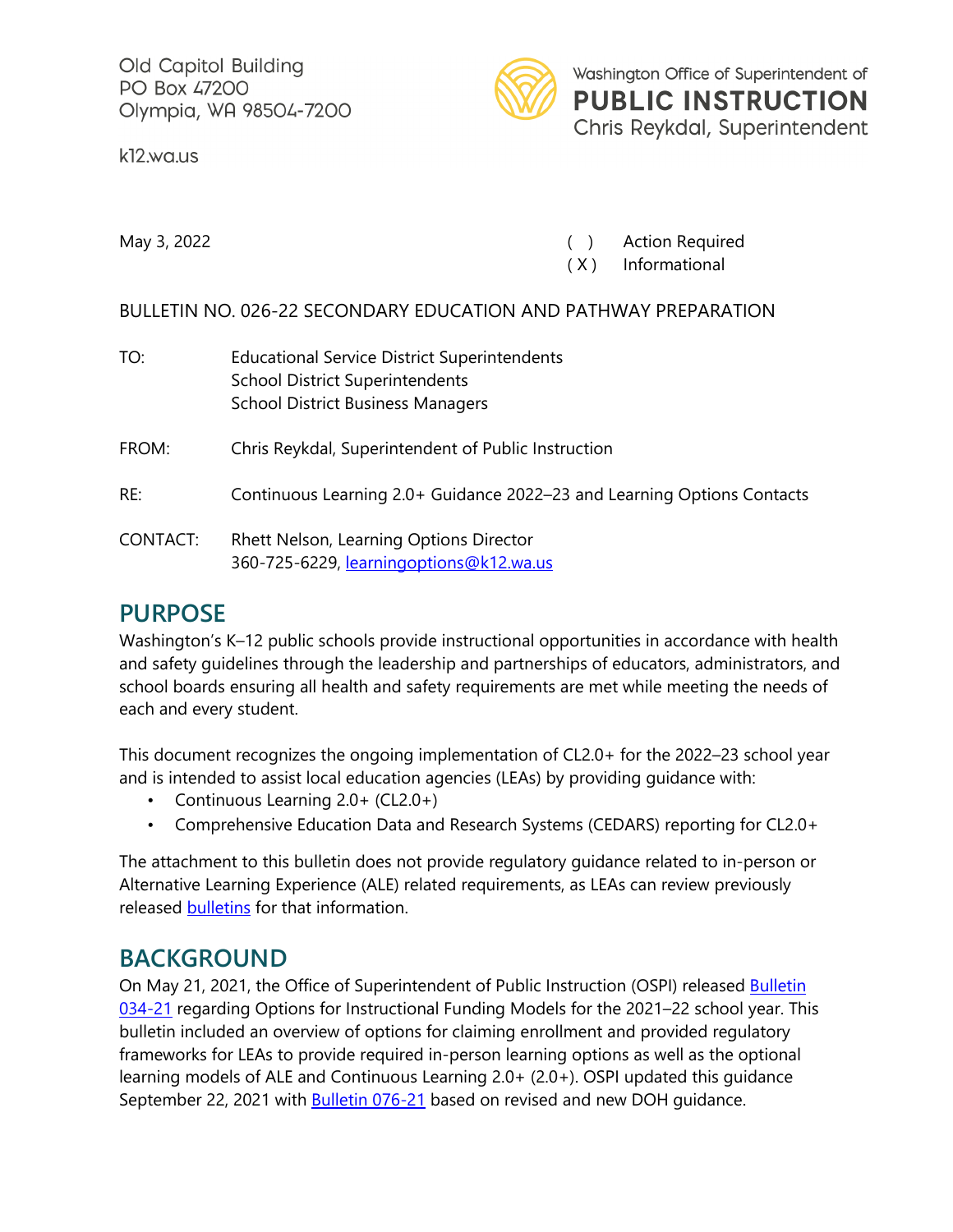Old Capitol Building
PO Box 47200
Olympia, WA 98504-7200

k12.wa.us

Washington Office of Superintendent of
**PUBLIC INSTRUCTION**
Chris Reykdal, Superintendent

May 3, 2022

( ) Action Required
( X ) Informational

BULLETIN NO. 026-22 SECONDARY EDUCATION AND PATHWAY PREPARATION

TO: Educational Service District Superintendents
School District Superintendents
School District Business Managers

FROM: Chris Reykdal, Superintendent of Public Instruction

RE: Continuous Learning 2.0+ Guidance 2022–23 and Learning Options Contacts

CONTACT: Rhett Nelson, Learning Options Director
360-725-6229, [learningoptions@k12.wa.us](mailto:learningoptions@k12.wa.us)

## PURPOSE

Washington's K–12 public schools provide instructional opportunities in accordance with health and safety guidelines through the leadership and partnerships of educators, administrators, and school boards ensuring all health and safety requirements are met while meeting the needs of each and every student.

This document recognizes the ongoing implementation of CL2.0+ for the 2022–23 school year and is intended to assist local education agencies (LEAs) by providing guidance with:

- Continuous Learning 2.0+ (CL2.0+)
- Comprehensive Education Data and Research Systems (CEDARS) reporting for CL2.0+

The attachment to this bulletin does not provide regulatory guidance related to in-person or Alternative Learning Experience (ALE) related requirements, as LEAs can review previously released bulletins for that information.

## BACKGROUND

On May 21, 2021, the Office of Superintendent of Public Instruction (OSPI) released Bulletin 034-21 regarding Options for Instructional Funding Models for the 2021–22 school year. This bulletin included an overview of options for claiming enrollment and provided regulatory frameworks for LEAs to provide required in-person learning options as well as the optional learning models of ALE and Continuous Learning 2.0+ (2.0+). OSPI updated this guidance September 22, 2021 with Bulletin 076-21 based on revised and new DOH guidance.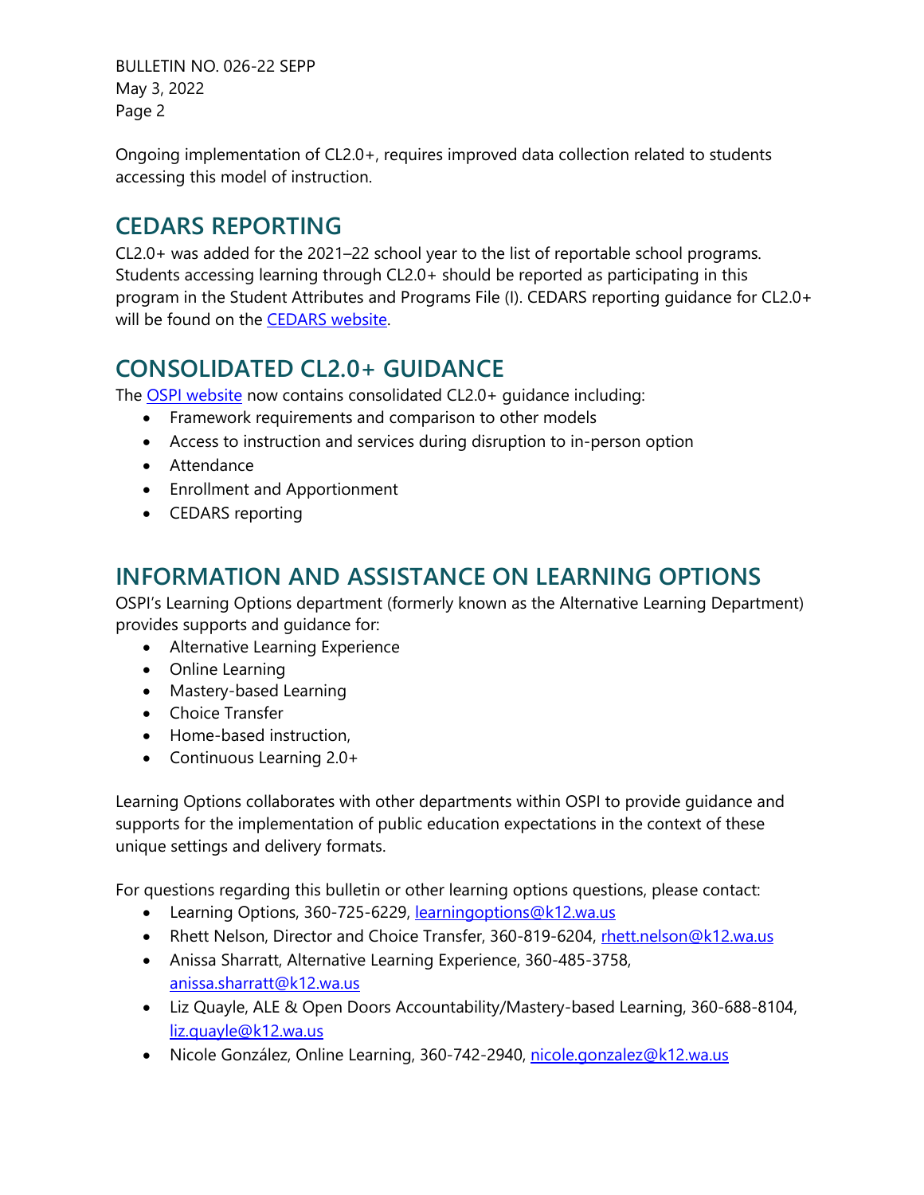Ongoing implementation of CL2.0+, requires improved data collection related to students accessing this model of instruction.

## CEDARS REPORTING

CL2.0+ was added for the 2021–22 school year to the list of reportable school programs. Students accessing learning through CL2.0+ should be reported as participating in this program in the Student Attributes and Programs File (I). CEDARS reporting guidance for CL2.0+ will be found on the [CEDARS website](#).

## CONSOLIDATED CL2.0+ GUIDANCE

The [OSPI website](#) now contains consolidated CL2.0+ guidance including:

- Framework requirements and comparison to other models
- Access to instruction and services during disruption to in-person option
- Attendance
- Enrollment and Apportionment
- CEDARS reporting

## INFORMATION AND ASSISTANCE ON LEARNING OPTIONS

OSPI's Learning Options department (formerly known as the Alternative Learning Department) provides supports and guidance for:

- Alternative Learning Experience
- Online Learning
- Mastery-based Learning
- Choice Transfer
- Home-based instruction,
- Continuous Learning 2.0+

Learning Options collaborates with other departments within OSPI to provide guidance and supports for the implementation of public education expectations in the context of these unique settings and delivery formats.

For questions regarding this bulletin or other learning options questions, please contact:

- Learning Options, 360-725-6229, learningoptions@k12.wa.us
- Rhett Nelson, Director and Choice Transfer, 360-819-6204, rhett.nelson@k12.wa.us
- Anissa Sharratt, Alternative Learning Experience, 360-485-3758, anissa.sharratt@k12.wa.us
- Liz Quayle, ALE & Open Doors Accountability/Mastery-based Learning, 360-688-8104, liz.quayle@k12.wa.us
- Nicole González, Online Learning, 360-742-2940, nicole.gonzalez@k12.wa.us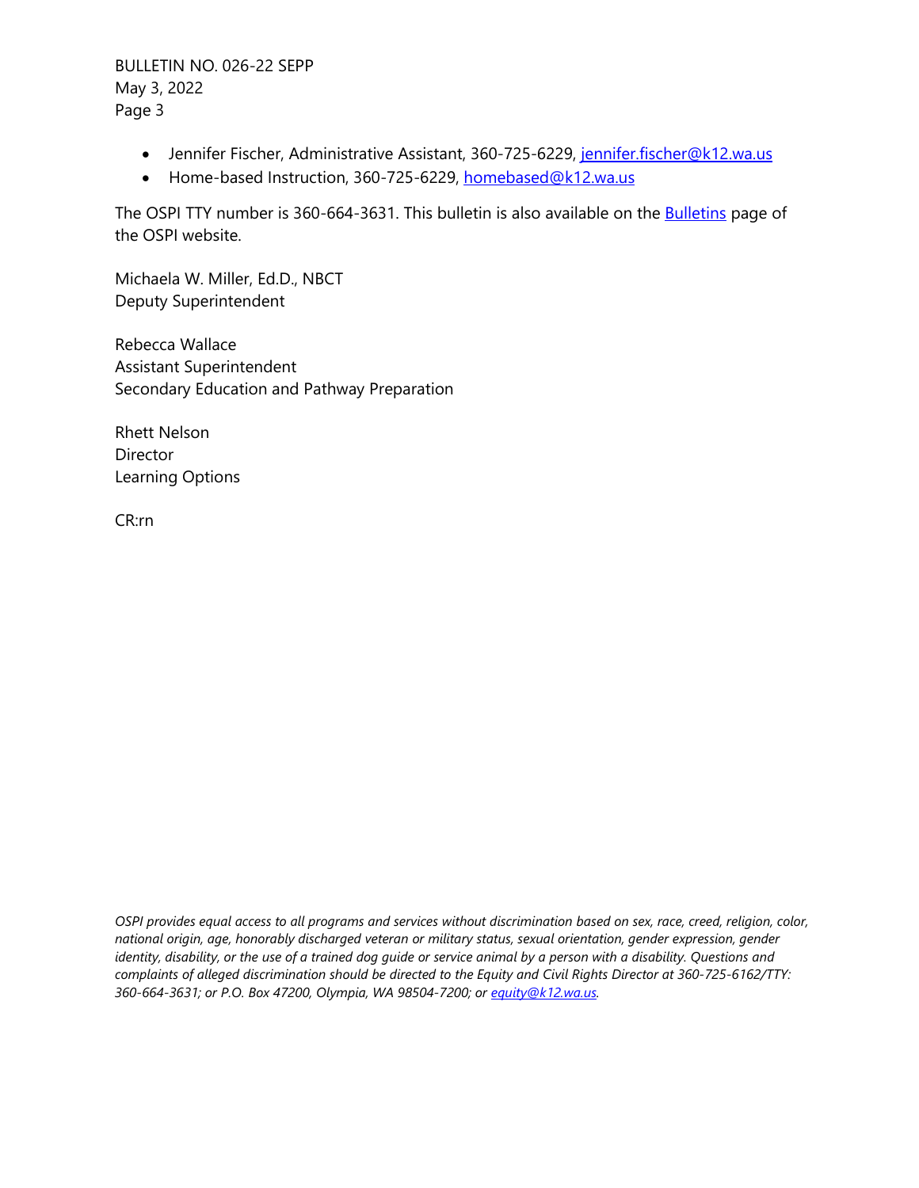- Jennifer Fischer, Administrative Assistant, 360-725-6229, [jennifer.fischer@k12.wa.us](mailto:jennifer.fischer@k12.wa.us)
- Home-based Instruction, 360-725-6229, [homebased@k12.wa.us](mailto:homebased@k12.wa.us)

The OSPI TTY number is 360-664-3631. This bulletin is also available on the [Bulletins]() page of the OSPI website.

Michaela W. Miller, Ed.D., NBCT
Deputy Superintendent

Rebecca Wallace
Assistant Superintendent
Secondary Education and Pathway Preparation

Rhett Nelson
Director
Learning Options

CR:rn

*OSPI provides equal access to all programs and services without discrimination based on sex, race, creed, religion, color, national origin, age, honorably discharged veteran or military status, sexual orientation, gender expression, gender identity, disability, or the use of a trained dog guide or service animal by a person with a disability. Questions and complaints of alleged discrimination should be directed to the Equity and Civil Rights Director at 360-725-6162/TTY: 360-664-3631; or P.O. Box 47200, Olympia, WA 98504-7200; or [equity@k12.wa.us](mailto:equity@k12.wa.us).*